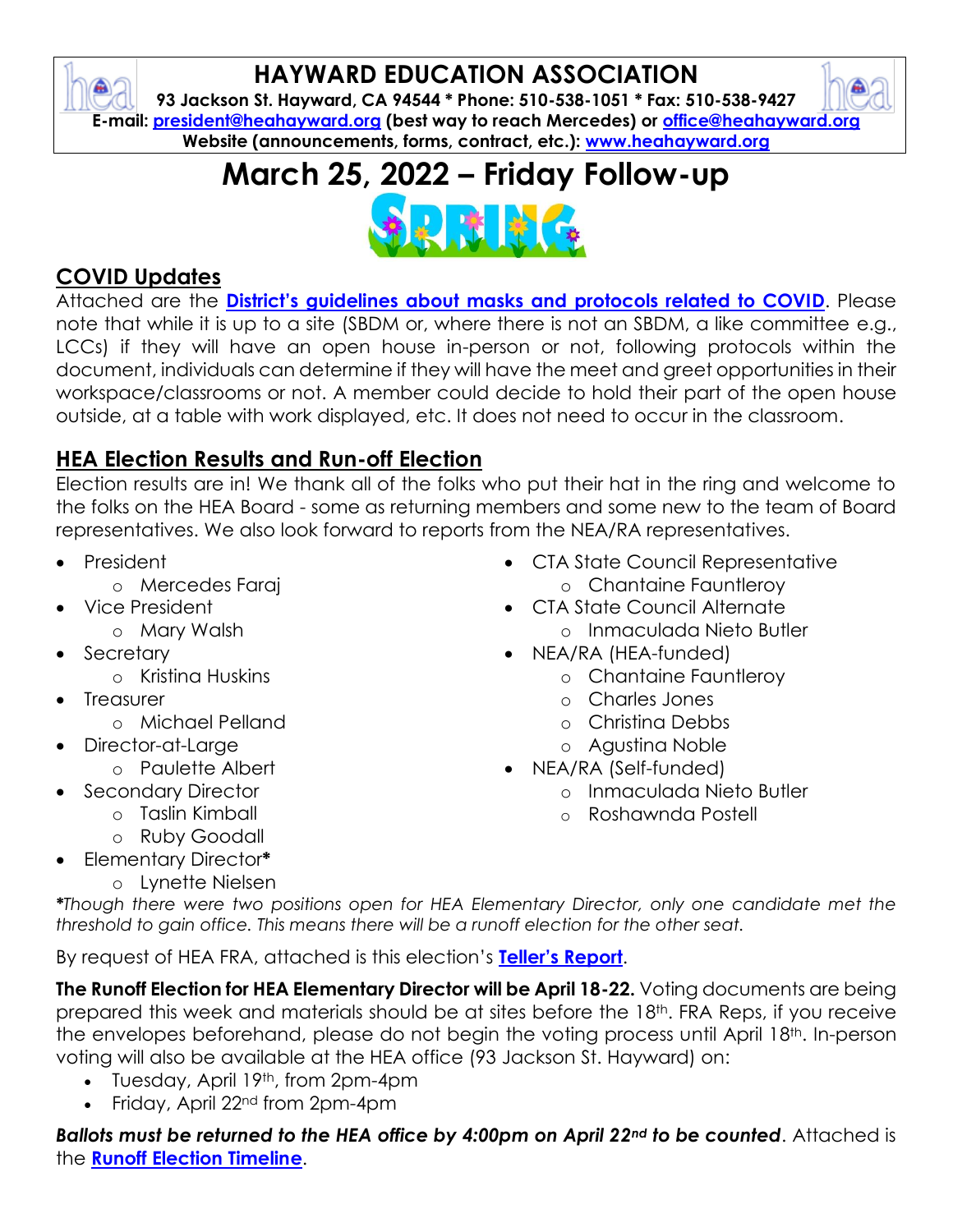# HAYWARD EDUCATION ASSOCIATION

**93 Jackson St. Hayward, CA 94544 * Phone: 510-538-1051 * Fax: 510-538-9427**
**E-mail: president@heahayward.org (best way to reach Mercedes) or office@heahayward.org**
**Website (announcements, forms, contract, etc.): www.heahayward.org**

# March 25, 2022 – Friday Follow-up

## COVID Updates

Attached are the **District's guidelines about masks and protocols related to COVID**. Please note that while it is up to a site (SBDM or, where there is not an SBDM, a like committee e.g., LCCs) if they will have an open house in-person or not, following protocols within the document, individuals can determine if they will have the meet and greet opportunities in their workspace/classrooms or not. A member could decide to hold their part of the open house outside, at a table with work displayed, etc. It does not need to occur in the classroom.

## HEA Election Results and Run-off Election

Election results are in! We thank all of the folks who put their hat in the ring and welcome to the folks on the HEA Board - some as returning members and some new to the team of Board representatives. We also look forward to reports from the NEA/RA representatives.

- President
  - Mercedes Faraj
- Vice President
  - Mary Walsh
- Secretary
  - Kristina Huskins
- Treasurer
  - Michael Pelland
- Director-at-Large
  - Paulette Albert
- Secondary Director
  - Taslin Kimball
  - Ruby Goodall
- Elementary Director*
  - Lynette Nielsen
- CTA State Council Representative
  - Chantaine Fauntleroy
- CTA State Council Alternate
  - Inmaculada Nieto Butler
- NEA/RA (HEA-funded)
  - Chantaine Fauntleroy
  - Charles Jones
  - Christina Debbs
  - Agustina Noble
- NEA/RA (Self-funded)
  - Inmaculada Nieto Butler
  - Roshawnda Postell

****Though there were two positions open for HEA Elementary Director, only one candidate met the threshold to gain office. This means there will be a runoff election for the other seat.*

By request of HEA FRA, attached is this election's **Teller's Report**.

**The Runoff Election for HEA Elementary Director will be April 18-22.** Voting documents are being prepared this week and materials should be at sites before the 18th. FRA Reps, if you receive the envelopes beforehand, please do not begin the voting process until April 18th. In-person voting will also be available at the HEA office (93 Jackson St. Hayward) on:

- Tuesday, April 19th, from 2pm-4pm
- Friday, April 22nd from 2pm-4pm

***Ballots must be returned to the HEA office by 4:00pm on April 22nd to be counted***. Attached is the **Runoff Election Timeline**.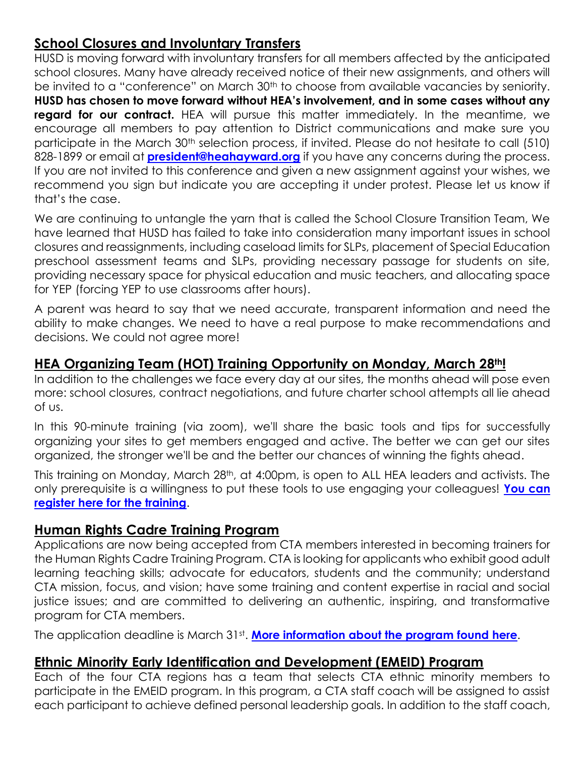## School Closures and Involuntary Transfers

HUSD is moving forward with involuntary transfers for all members affected by the anticipated school closures. Many have already received notice of their new assignments, and others will be invited to a "conference" on March 30th to choose from available vacancies by seniority. **HUSD has chosen to move forward without HEA's involvement, and in some cases without any regard for our contract.** HEA will pursue this matter immediately. In the meantime, we encourage all members to pay attention to District communications and make sure you participate in the March 30th selection process, if invited. Please do not hesitate to call (510) 828-1899 or email at **president@heahayward.org** if you have any concerns during the process. If you are not invited to this conference and given a new assignment against your wishes, we recommend you sign but indicate you are accepting it under protest. Please let us know if that's the case.

We are continuing to untangle the yarn that is called the School Closure Transition Team, We have learned that HUSD has failed to take into consideration many important issues in school closures and reassignments, including caseload limits for SLPs, placement of Special Education preschool assessment teams and SLPs, providing necessary passage for students on site, providing necessary space for physical education and music teachers, and allocating space for YEP (forcing YEP to use classrooms after hours).

A parent was heard to say that we need accurate, transparent information and need the ability to make changes. We need to have a real purpose to make recommendations and decisions. We could not agree more!

## HEA Organizing Team (HOT) Training Opportunity on Monday, March 28th!

In addition to the challenges we face every day at our sites, the months ahead will pose even more: school closures, contract negotiations, and future charter school attempts all lie ahead of us.

In this 90-minute training (via zoom), we'll share the basic tools and tips for successfully organizing your sites to get members engaged and active. The better we can get our sites organized, the stronger we'll be and the better our chances of winning the fights ahead.

This training on Monday, March 28th, at 4:00pm, is open to ALL HEA leaders and activists. The only prerequisite is a willingness to put these tools to use engaging your colleagues! **You can register here for the training**.

## Human Rights Cadre Training Program

Applications are now being accepted from CTA members interested in becoming trainers for the Human Rights Cadre Training Program. CTA is looking for applicants who exhibit good adult learning teaching skills; advocate for educators, students and the community; understand CTA mission, focus, and vision; have some training and content expertise in racial and social justice issues; and are committed to delivering an authentic, inspiring, and transformative program for CTA members.

The application deadline is March 31st. **More information about the program found here**.

## Ethnic Minority Early Identification and Development (EMEID) Program

Each of the four CTA regions has a team that selects CTA ethnic minority members to participate in the EMEID program. In this program, a CTA staff coach will be assigned to assist each participant to achieve defined personal leadership goals. In addition to the staff coach,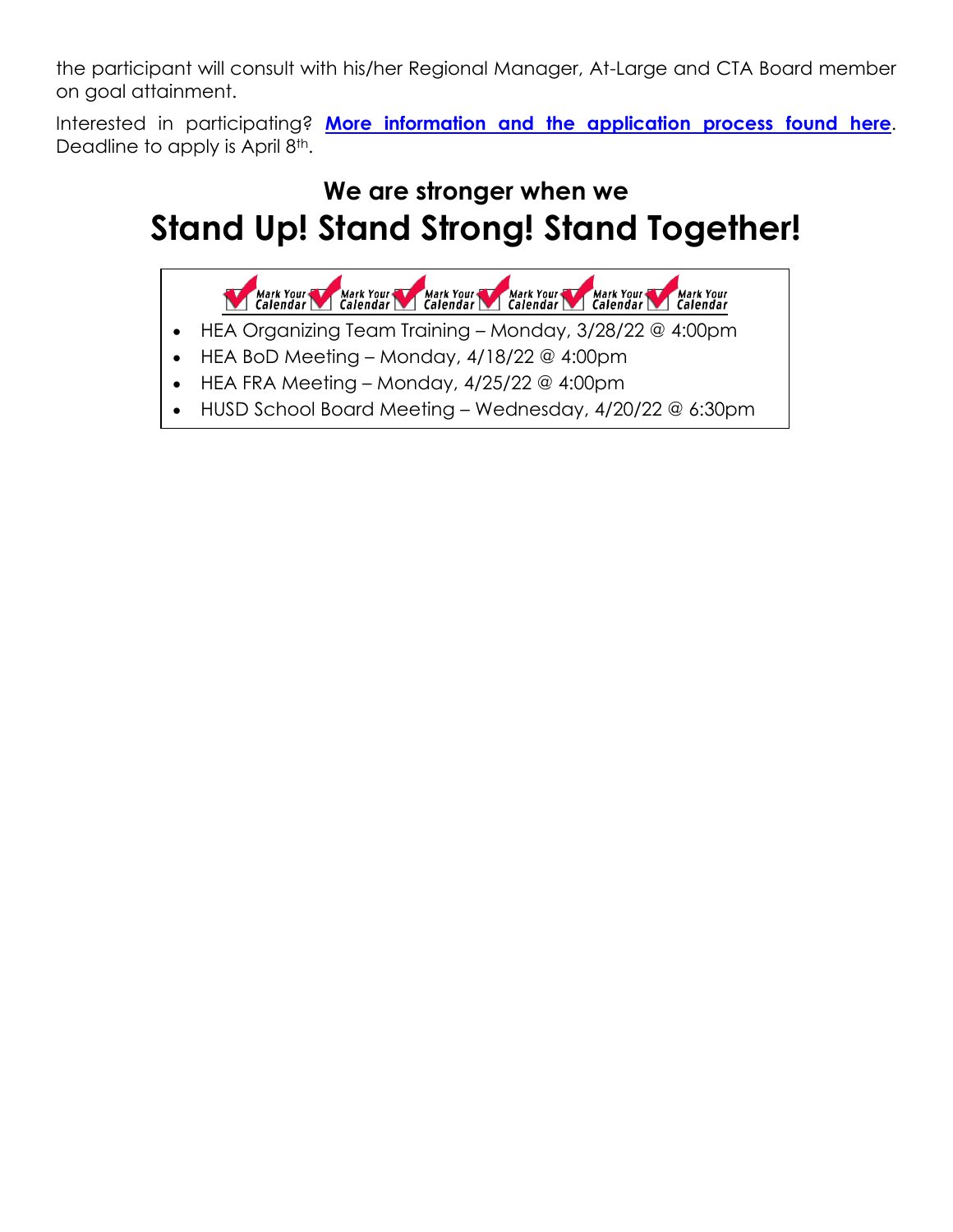the participant will consult with his/her Regional Manager, At-Large and CTA Board member on goal attainment.

Interested in participating? **More information and the application process found here**. Deadline to apply is April 8th.

## We are stronger when we

# Stand Up! Stand Strong! Stand Together!

Mark Your Calendar Mark Your Calendar Mark Your Calendar Mark Your Calendar Mark Your Calendar Mark Your Calendar

- HEA Organizing Team Training – Monday, 3/28/22 @ 4:00pm
- HEA BoD Meeting – Monday, 4/18/22 @ 4:00pm
- HEA FRA Meeting – Monday, 4/25/22 @ 4:00pm
- HUSD School Board Meeting – Wednesday, 4/20/22 @ 6:30pm